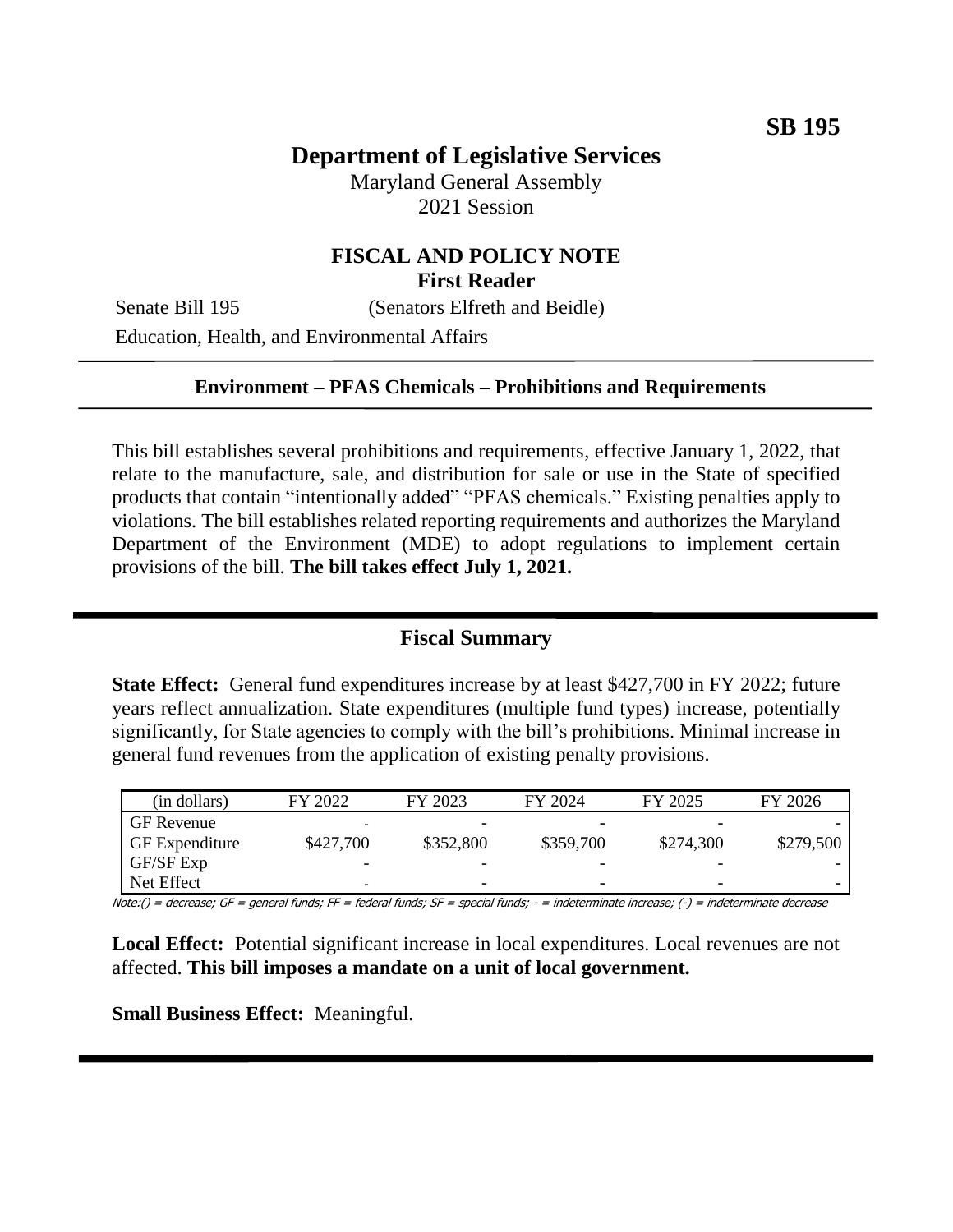**SB 195**

# Department of Legislative Services

Maryland General Assembly
2021 Session

## FISCAL AND POLICY NOTE
**First Reader**

Senate Bill 195 (Senators Elfreth and Beidle)

Education, Health, and Environmental Affairs

---

**Environment – PFAS Chemicals – Prohibitions and Requirements**

---

This bill establishes several prohibitions and requirements, effective January 1, 2022, that relate to the manufacture, sale, and distribution for sale or use in the State of specified products that contain "intentionally added" "PFAS chemicals." Existing penalties apply to violations. The bill establishes related reporting requirements and authorizes the Maryland Department of the Environment (MDE) to adopt regulations to implement certain provisions of the bill. **The bill takes effect July 1, 2021.**

## Fiscal Summary

**State Effect:** General fund expenditures increase by at least \$427,700 in FY 2022; future years reflect annualization. State expenditures (multiple fund types) increase, potentially significantly, for State agencies to comply with the bill's prohibitions. Minimal increase in general fund revenues from the application of existing penalty provisions.

| (in dollars) | FY 2022 | FY 2023 | FY 2024 | FY 2025 | FY 2026 |
|---|---|---|---|---|---|
| GF Revenue | - | - | - | - | - |
| GF Expenditure | \$427,700 | \$352,800 | \$359,700 | \$274,300 | \$279,500 |
| GF/SF Exp | - | - | - | - | - |
| Net Effect | - | - | - | - | - |

Note:() = decrease; GF = general funds; FF = federal funds; SF = special funds; - = indeterminate increase; (-) = indeterminate decrease

**Local Effect:** Potential significant increase in local expenditures. Local revenues are not affected. **This bill imposes a mandate on a unit of local government.**

**Small Business Effect:** Meaningful.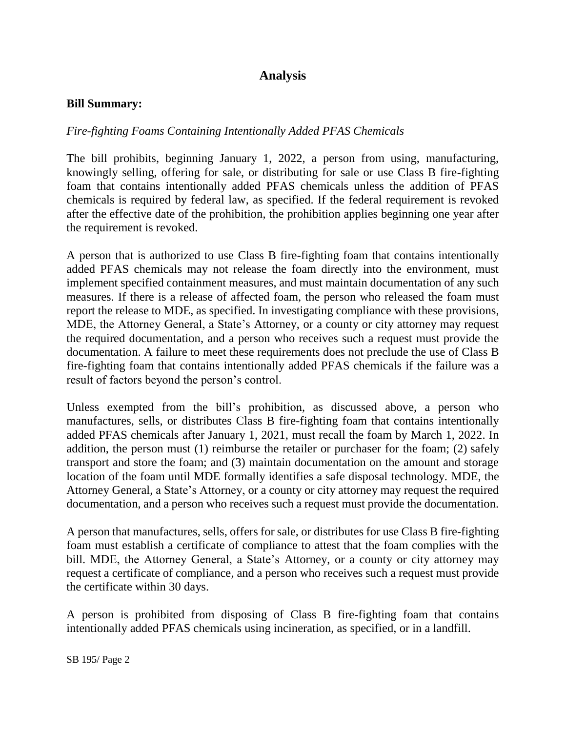# Analysis

**Bill Summary:**

*Fire-fighting Foams Containing Intentionally Added PFAS Chemicals*

The bill prohibits, beginning January 1, 2022, a person from using, manufacturing, knowingly selling, offering for sale, or distributing for sale or use Class B fire-fighting foam that contains intentionally added PFAS chemicals unless the addition of PFAS chemicals is required by federal law, as specified. If the federal requirement is revoked after the effective date of the prohibition, the prohibition applies beginning one year after the requirement is revoked.

A person that is authorized to use Class B fire-fighting foam that contains intentionally added PFAS chemicals may not release the foam directly into the environment, must implement specified containment measures, and must maintain documentation of any such measures. If there is a release of affected foam, the person who released the foam must report the release to MDE, as specified. In investigating compliance with these provisions, MDE, the Attorney General, a State's Attorney, or a county or city attorney may request the required documentation, and a person who receives such a request must provide the documentation. A failure to meet these requirements does not preclude the use of Class B fire-fighting foam that contains intentionally added PFAS chemicals if the failure was a result of factors beyond the person's control.

Unless exempted from the bill's prohibition, as discussed above, a person who manufactures, sells, or distributes Class B fire-fighting foam that contains intentionally added PFAS chemicals after January 1, 2021, must recall the foam by March 1, 2022. In addition, the person must (1) reimburse the retailer or purchaser for the foam; (2) safely transport and store the foam; and (3) maintain documentation on the amount and storage location of the foam until MDE formally identifies a safe disposal technology. MDE, the Attorney General, a State's Attorney, or a county or city attorney may request the required documentation, and a person who receives such a request must provide the documentation.

A person that manufactures, sells, offers for sale, or distributes for use Class B fire-fighting foam must establish a certificate of compliance to attest that the foam complies with the bill. MDE, the Attorney General, a State's Attorney, or a county or city attorney may request a certificate of compliance, and a person who receives such a request must provide the certificate within 30 days.

A person is prohibited from disposing of Class B fire-fighting foam that contains intentionally added PFAS chemicals using incineration, as specified, or in a landfill.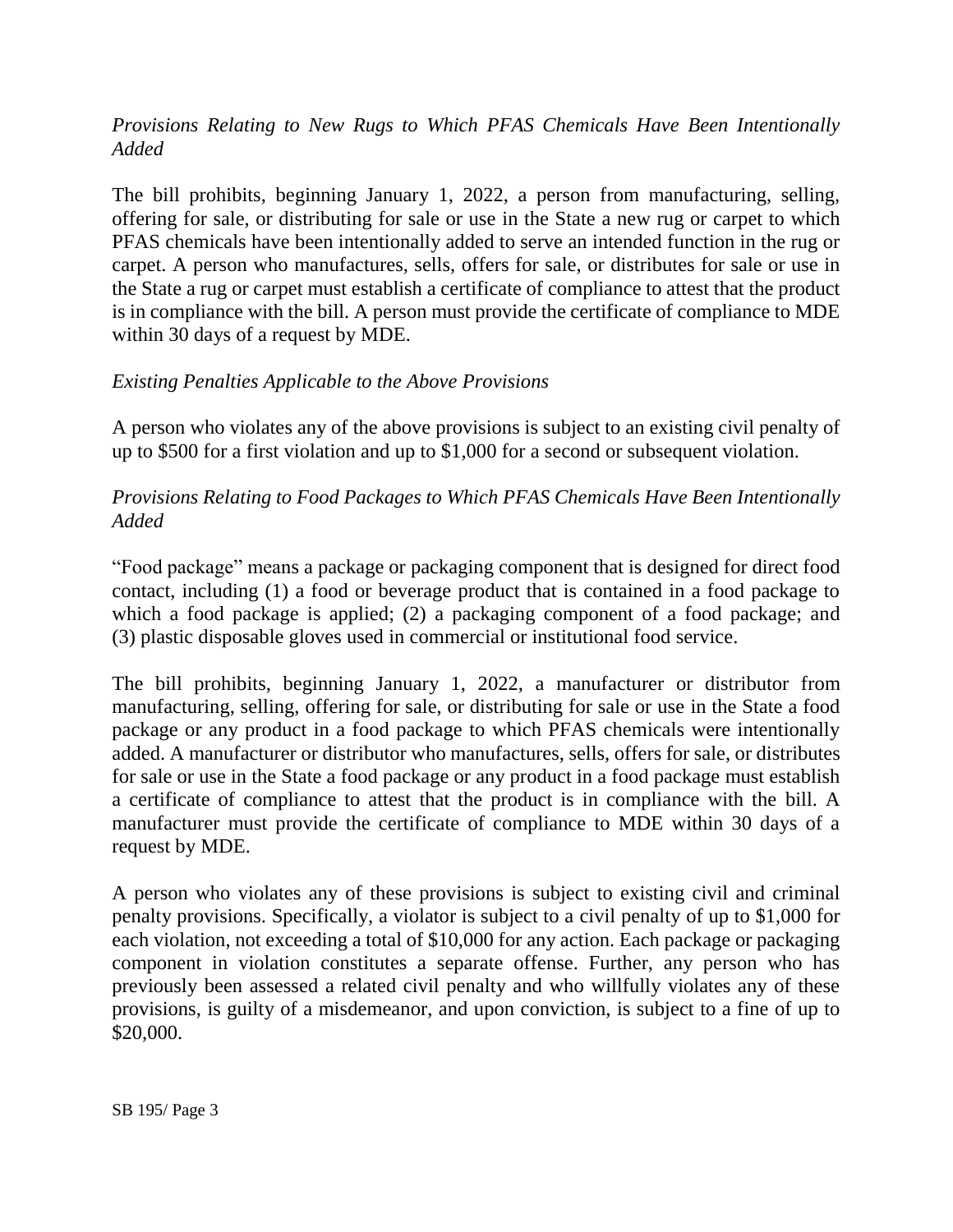*Provisions Relating to New Rugs to Which PFAS Chemicals Have Been Intentionally Added*

The bill prohibits, beginning January 1, 2022, a person from manufacturing, selling, offering for sale, or distributing for sale or use in the State a new rug or carpet to which PFAS chemicals have been intentionally added to serve an intended function in the rug or carpet. A person who manufactures, sells, offers for sale, or distributes for sale or use in the State a rug or carpet must establish a certificate of compliance to attest that the product is in compliance with the bill. A person must provide the certificate of compliance to MDE within 30 days of a request by MDE.

*Existing Penalties Applicable to the Above Provisions*

A person who violates any of the above provisions is subject to an existing civil penalty of up to $500 for a first violation and up to $1,000 for a second or subsequent violation.

*Provisions Relating to Food Packages to Which PFAS Chemicals Have Been Intentionally Added*

"Food package" means a package or packaging component that is designed for direct food contact, including (1) a food or beverage product that is contained in a food package to which a food package is applied; (2) a packaging component of a food package; and (3) plastic disposable gloves used in commercial or institutional food service.

The bill prohibits, beginning January 1, 2022, a manufacturer or distributor from manufacturing, selling, offering for sale, or distributing for sale or use in the State a food package or any product in a food package to which PFAS chemicals were intentionally added. A manufacturer or distributor who manufactures, sells, offers for sale, or distributes for sale or use in the State a food package or any product in a food package must establish a certificate of compliance to attest that the product is in compliance with the bill. A manufacturer must provide the certificate of compliance to MDE within 30 days of a request by MDE.

A person who violates any of these provisions is subject to existing civil and criminal penalty provisions. Specifically, a violator is subject to a civil penalty of up to $1,000 for each violation, not exceeding a total of $10,000 for any action. Each package or packaging component in violation constitutes a separate offense. Further, any person who has previously been assessed a related civil penalty and who willfully violates any of these provisions, is guilty of a misdemeanor, and upon conviction, is subject to a fine of up to $20,000.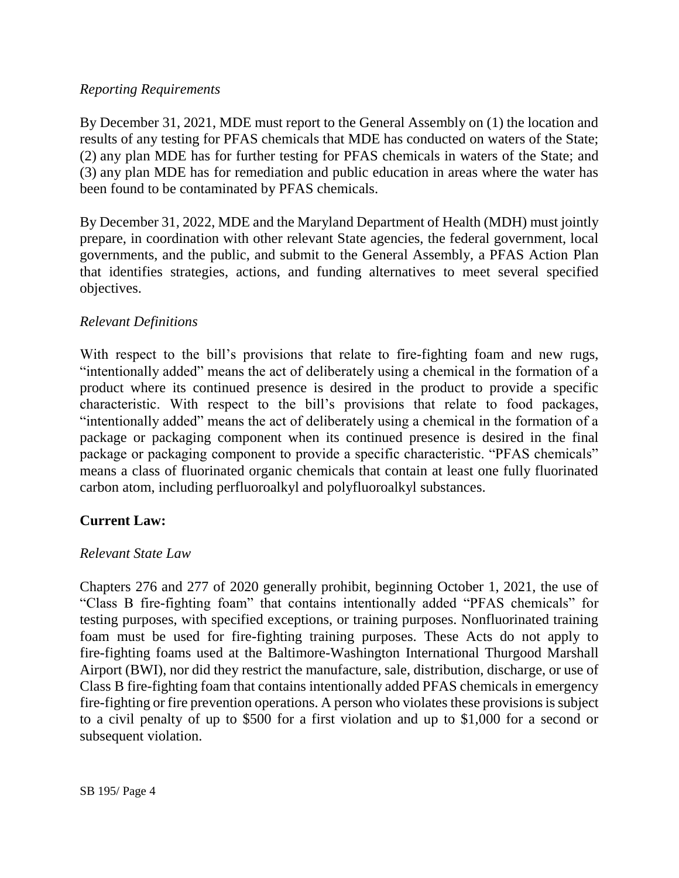*Reporting Requirements*

By December 31, 2021, MDE must report to the General Assembly on (1) the location and results of any testing for PFAS chemicals that MDE has conducted on waters of the State; (2) any plan MDE has for further testing for PFAS chemicals in waters of the State; and (3) any plan MDE has for remediation and public education in areas where the water has been found to be contaminated by PFAS chemicals.

By December 31, 2022, MDE and the Maryland Department of Health (MDH) must jointly prepare, in coordination with other relevant State agencies, the federal government, local governments, and the public, and submit to the General Assembly, a PFAS Action Plan that identifies strategies, actions, and funding alternatives to meet several specified objectives.

*Relevant Definitions*

With respect to the bill's provisions that relate to fire-fighting foam and new rugs, "intentionally added" means the act of deliberately using a chemical in the formation of a product where its continued presence is desired in the product to provide a specific characteristic. With respect to the bill's provisions that relate to food packages, "intentionally added" means the act of deliberately using a chemical in the formation of a package or packaging component when its continued presence is desired in the final package or packaging component to provide a specific characteristic. "PFAS chemicals" means a class of fluorinated organic chemicals that contain at least one fully fluorinated carbon atom, including perfluoroalkyl and polyfluoroalkyl substances.

**Current Law:**

*Relevant State Law*

Chapters 276 and 277 of 2020 generally prohibit, beginning October 1, 2021, the use of "Class B fire-fighting foam" that contains intentionally added "PFAS chemicals" for testing purposes, with specified exceptions, or training purposes. Nonfluorinated training foam must be used for fire-fighting training purposes. These Acts do not apply to fire-fighting foams used at the Baltimore-Washington International Thurgood Marshall Airport (BWI), nor did they restrict the manufacture, sale, distribution, discharge, or use of Class B fire-fighting foam that contains intentionally added PFAS chemicals in emergency fire-fighting or fire prevention operations. A person who violates these provisions is subject to a civil penalty of up to $500 for a first violation and up to $1,000 for a second or subsequent violation.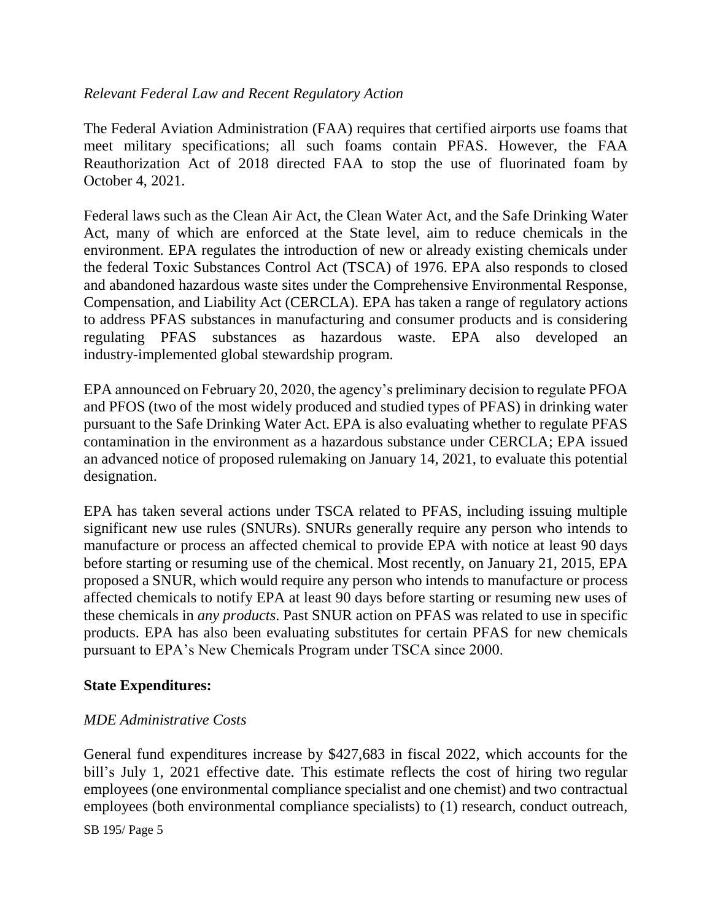*Relevant Federal Law and Recent Regulatory Action*

The Federal Aviation Administration (FAA) requires that certified airports use foams that meet military specifications; all such foams contain PFAS. However, the FAA Reauthorization Act of 2018 directed FAA to stop the use of fluorinated foam by October 4, 2021.

Federal laws such as the Clean Air Act, the Clean Water Act, and the Safe Drinking Water Act, many of which are enforced at the State level, aim to reduce chemicals in the environment. EPA regulates the introduction of new or already existing chemicals under the federal Toxic Substances Control Act (TSCA) of 1976. EPA also responds to closed and abandoned hazardous waste sites under the Comprehensive Environmental Response, Compensation, and Liability Act (CERCLA). EPA has taken a range of regulatory actions to address PFAS substances in manufacturing and consumer products and is considering regulating PFAS substances as hazardous waste. EPA also developed an industry-implemented global stewardship program.

EPA announced on February 20, 2020, the agency's preliminary decision to regulate PFOA and PFOS (two of the most widely produced and studied types of PFAS) in drinking water pursuant to the Safe Drinking Water Act. EPA is also evaluating whether to regulate PFAS contamination in the environment as a hazardous substance under CERCLA; EPA issued an advanced notice of proposed rulemaking on January 14, 2021, to evaluate this potential designation.

EPA has taken several actions under TSCA related to PFAS, including issuing multiple significant new use rules (SNURs). SNURs generally require any person who intends to manufacture or process an affected chemical to provide EPA with notice at least 90 days before starting or resuming use of the chemical. Most recently, on January 21, 2015, EPA proposed a SNUR, which would require any person who intends to manufacture or process affected chemicals to notify EPA at least 90 days before starting or resuming new uses of these chemicals in *any products*. Past SNUR action on PFAS was related to use in specific products. EPA has also been evaluating substitutes for certain PFAS for new chemicals pursuant to EPA's New Chemicals Program under TSCA since 2000.

**State Expenditures:**

*MDE Administrative Costs*

General fund expenditures increase by $427,683 in fiscal 2022, which accounts for the bill's July 1, 2021 effective date. This estimate reflects the cost of hiring two regular employees (one environmental compliance specialist and one chemist) and two contractual employees (both environmental compliance specialists) to (1) research, conduct outreach,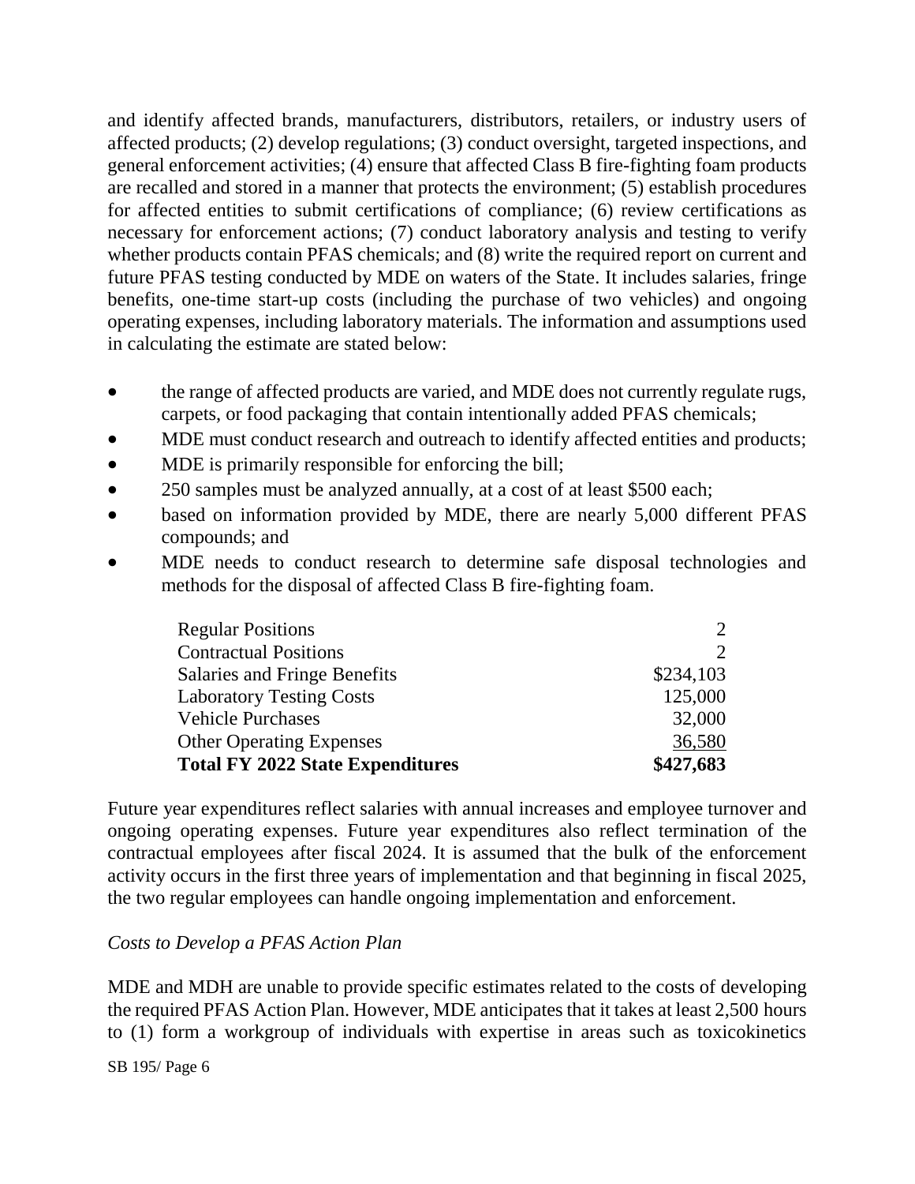and identify affected brands, manufacturers, distributors, retailers, or industry users of affected products; (2) develop regulations; (3) conduct oversight, targeted inspections, and general enforcement activities; (4) ensure that affected Class B fire-fighting foam products are recalled and stored in a manner that protects the environment; (5) establish procedures for affected entities to submit certifications of compliance; (6) review certifications as necessary for enforcement actions; (7) conduct laboratory analysis and testing to verify whether products contain PFAS chemicals; and (8) write the required report on current and future PFAS testing conducted by MDE on waters of the State. It includes salaries, fringe benefits, one-time start-up costs (including the purchase of two vehicles) and ongoing operating expenses, including laboratory materials. The information and assumptions used in calculating the estimate are stated below:

- the range of affected products are varied, and MDE does not currently regulate rugs, carpets, or food packaging that contain intentionally added PFAS chemicals;
- MDE must conduct research and outreach to identify affected entities and products;
- MDE is primarily responsible for enforcing the bill;
- 250 samples must be analyzed annually, at a cost of at least $500 each;
- based on information provided by MDE, there are nearly 5,000 different PFAS compounds; and
- MDE needs to conduct research to determine safe disposal technologies and methods for the disposal of affected Class B fire-fighting foam.

| | |
|---|---|
| Regular Positions | 2 |
| Contractual Positions | 2 |
| Salaries and Fringe Benefits | $234,103 |
| Laboratory Testing Costs | 125,000 |
| Vehicle Purchases | 32,000 |
| Other Operating Expenses | 36,580 |
| **Total FY 2022 State Expenditures** | **$427,683** |

Future year expenditures reflect salaries with annual increases and employee turnover and ongoing operating expenses. Future year expenditures also reflect termination of the contractual employees after fiscal 2024. It is assumed that the bulk of the enforcement activity occurs in the first three years of implementation and that beginning in fiscal 2025, the two regular employees can handle ongoing implementation and enforcement.

*Costs to Develop a PFAS Action Plan*

MDE and MDH are unable to provide specific estimates related to the costs of developing the required PFAS Action Plan. However, MDE anticipates that it takes at least 2,500 hours to (1) form a workgroup of individuals with expertise in areas such as toxicokinetics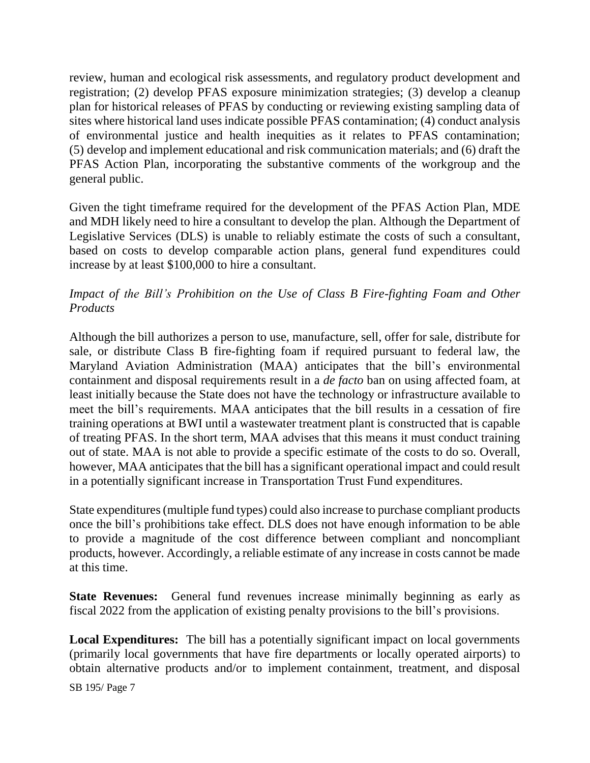review, human and ecological risk assessments, and regulatory product development and registration; (2) develop PFAS exposure minimization strategies; (3) develop a cleanup plan for historical releases of PFAS by conducting or reviewing existing sampling data of sites where historical land uses indicate possible PFAS contamination; (4) conduct analysis of environmental justice and health inequities as it relates to PFAS contamination; (5) develop and implement educational and risk communication materials; and (6) draft the PFAS Action Plan, incorporating the substantive comments of the workgroup and the general public.

Given the tight timeframe required for the development of the PFAS Action Plan, MDE and MDH likely need to hire a consultant to develop the plan. Although the Department of Legislative Services (DLS) is unable to reliably estimate the costs of such a consultant, based on costs to develop comparable action plans, general fund expenditures could increase by at least $100,000 to hire a consultant.

*Impact of the Bill's Prohibition on the Use of Class B Fire-fighting Foam and Other Products*

Although the bill authorizes a person to use, manufacture, sell, offer for sale, distribute for sale, or distribute Class B fire-fighting foam if required pursuant to federal law, the Maryland Aviation Administration (MAA) anticipates that the bill's environmental containment and disposal requirements result in a *de facto* ban on using affected foam, at least initially because the State does not have the technology or infrastructure available to meet the bill's requirements. MAA anticipates that the bill results in a cessation of fire training operations at BWI until a wastewater treatment plant is constructed that is capable of treating PFAS. In the short term, MAA advises that this means it must conduct training out of state. MAA is not able to provide a specific estimate of the costs to do so. Overall, however, MAA anticipates that the bill has a significant operational impact and could result in a potentially significant increase in Transportation Trust Fund expenditures.

State expenditures (multiple fund types) could also increase to purchase compliant products once the bill's prohibitions take effect. DLS does not have enough information to be able to provide a magnitude of the cost difference between compliant and noncompliant products, however. Accordingly, a reliable estimate of any increase in costs cannot be made at this time.

**State Revenues:** General fund revenues increase minimally beginning as early as fiscal 2022 from the application of existing penalty provisions to the bill's provisions.

**Local Expenditures:** The bill has a potentially significant impact on local governments (primarily local governments that have fire departments or locally operated airports) to obtain alternative products and/or to implement containment, treatment, and disposal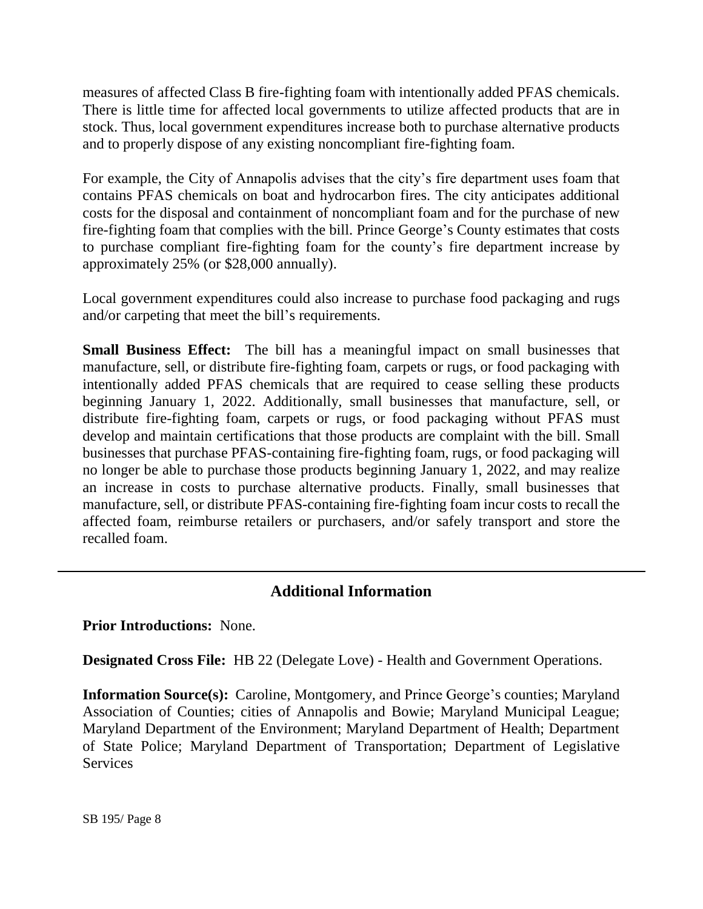measures of affected Class B fire-fighting foam with intentionally added PFAS chemicals. There is little time for affected local governments to utilize affected products that are in stock. Thus, local government expenditures increase both to purchase alternative products and to properly dispose of any existing noncompliant fire-fighting foam.

For example, the City of Annapolis advises that the city's fire department uses foam that contains PFAS chemicals on boat and hydrocarbon fires. The city anticipates additional costs for the disposal and containment of noncompliant foam and for the purchase of new fire-fighting foam that complies with the bill. Prince George's County estimates that costs to purchase compliant fire-fighting foam for the county's fire department increase by approximately 25% (or $28,000 annually).

Local government expenditures could also increase to purchase food packaging and rugs and/or carpeting that meet the bill's requirements.

**Small Business Effect:** The bill has a meaningful impact on small businesses that manufacture, sell, or distribute fire-fighting foam, carpets or rugs, or food packaging with intentionally added PFAS chemicals that are required to cease selling these products beginning January 1, 2022. Additionally, small businesses that manufacture, sell, or distribute fire-fighting foam, carpets or rugs, or food packaging without PFAS must develop and maintain certifications that those products are complaint with the bill. Small businesses that purchase PFAS-containing fire-fighting foam, rugs, or food packaging will no longer be able to purchase those products beginning January 1, 2022, and may realize an increase in costs to purchase alternative products. Finally, small businesses that manufacture, sell, or distribute PFAS-containing fire-fighting foam incur costs to recall the affected foam, reimburse retailers or purchasers, and/or safely transport and store the recalled foam.

## Additional Information

**Prior Introductions:** None.

**Designated Cross File:** HB 22 (Delegate Love) - Health and Government Operations.

**Information Source(s):** Caroline, Montgomery, and Prince George's counties; Maryland Association of Counties; cities of Annapolis and Bowie; Maryland Municipal League; Maryland Department of the Environment; Maryland Department of Health; Department of State Police; Maryland Department of Transportation; Department of Legislative Services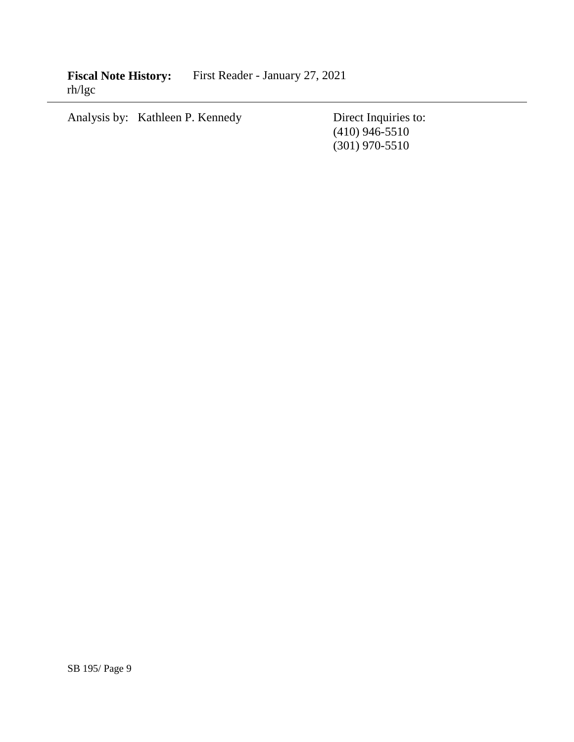**Fiscal Note History:** First Reader - January 27, 2021
rh/lgc

---

Analysis by: Kathleen P. Kennedy

Direct Inquiries to:
(410) 946-5510
(301) 970-5510